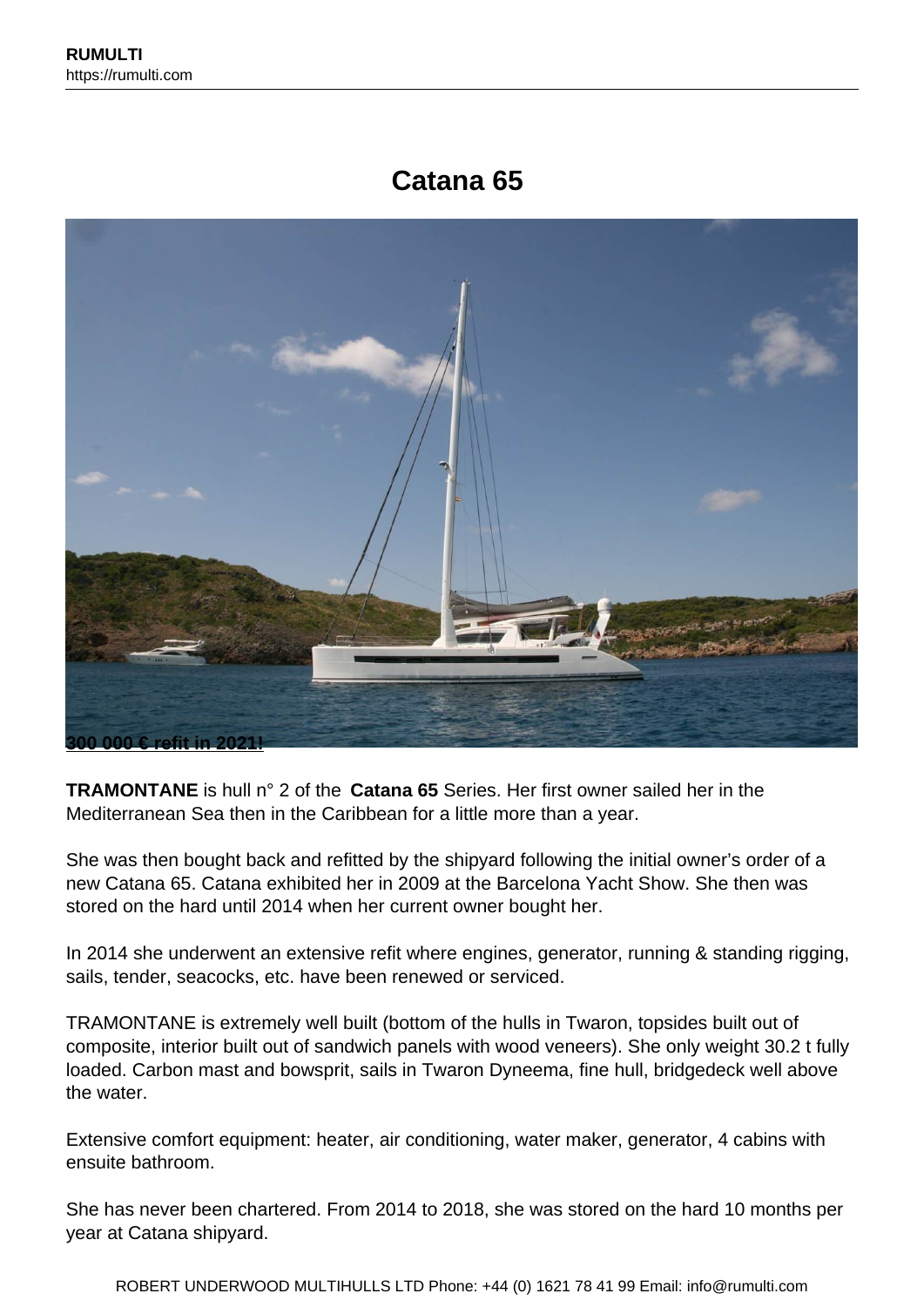# Catana 65

**300 000 € refit in 2021!**

**TRAMONTANE** is hull n° 2 of the **Catana 65** Series. Her first owner sailed her in the Mediterranean Sea then in the Caribbean for a little more than a year.

She was then bought back and refitted by the shipyard following the initial owner's order of a new Catana 65. Catana exhibited her in 2009 at the Barcelona Yacht Show. She then was stored on the hard until 2014 when her current owner bought her.

In 2014 she underwent an extensive refit where engines, generator, running & standing rigging, sails, tender, seacocks, etc. have been renewed or serviced.

TRAMONTANE is extremely well built (bottom of the hulls in Twaron, topsides built out of composite, interior built out of sandwich panels with wood veneers). She only weight 30.2 t fully loaded. Carbon mast and bowsprit, sails in Twaron Dyneema, fine hull, bridgedeck well above the water.

Extensive comfort equipment: heater, air conditioning, water maker, generator, 4 cabins with ensuite bathroom.

She has never been chartered. From 2014 to 2018, she was stored on the hard 10 months per year at Catana shipyard.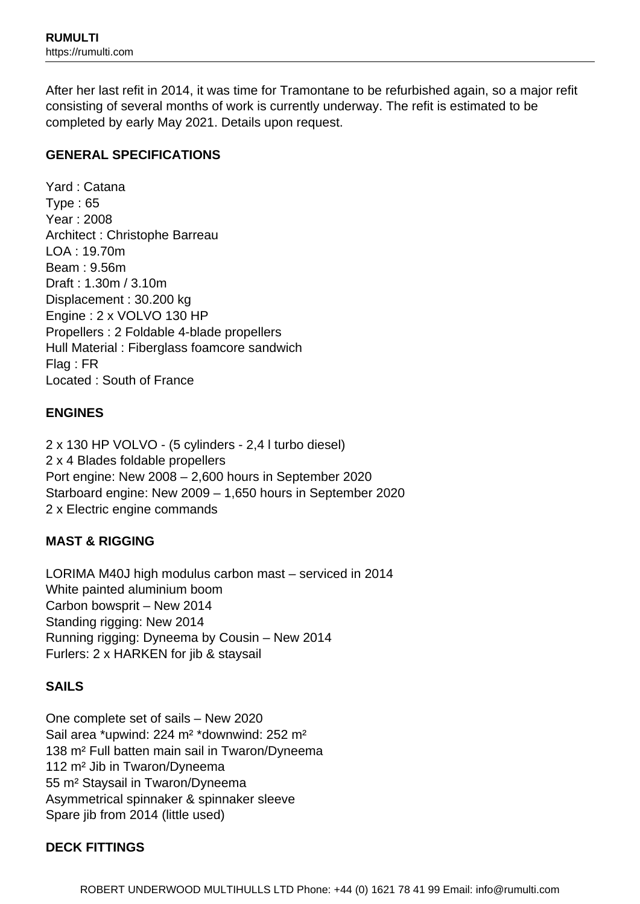After her last refit in 2014, it was time for Tramontane to be refurbished again, so a major refit consisting of several months of work is currently underway. The refit is estimated to be completed by early May 2021. Details upon request.

## GENERAL SPECIFICATIONS

Yard : Catana
Type : 65
Year : 2008
Architect : Christophe Barreau
LOA : 19.70m
Beam : 9.56m
Draft : 1.30m / 3.10m
Displacement : 30.200 kg
Engine : 2 x VOLVO 130 HP
Propellers : 2 Foldable 4-blade propellers
Hull Material : Fiberglass foamcore sandwich
Flag : FR
Located : South of France

## ENGINES

2 x 130 HP VOLVO - (5 cylinders - 2,4 l turbo diesel)
2 x 4 Blades foldable propellers
Port engine: New 2008 – 2,600 hours in September 2020
Starboard engine: New 2009 – 1,650 hours in September 2020
2 x Electric engine commands

## MAST & RIGGING

LORIMA M40J high modulus carbon mast – serviced in 2014
White painted aluminium boom
Carbon bowsprit – New 2014
Standing rigging: New 2014
Running rigging: Dyneema by Cousin – New 2014
Furlers: 2 x HARKEN for jib & staysail

## SAILS

One complete set of sails – New 2020
Sail area *upwind: 224 m² *downwind: 252 m²
138 m² Full batten main sail in Twaron/Dyneema
112 m² Jib in Twaron/Dyneema
55 m² Staysail in Twaron/Dyneema
Asymmetrical spinnaker & spinnaker sleeve
Spare jib from 2014 (little used)

## DECK FITTINGS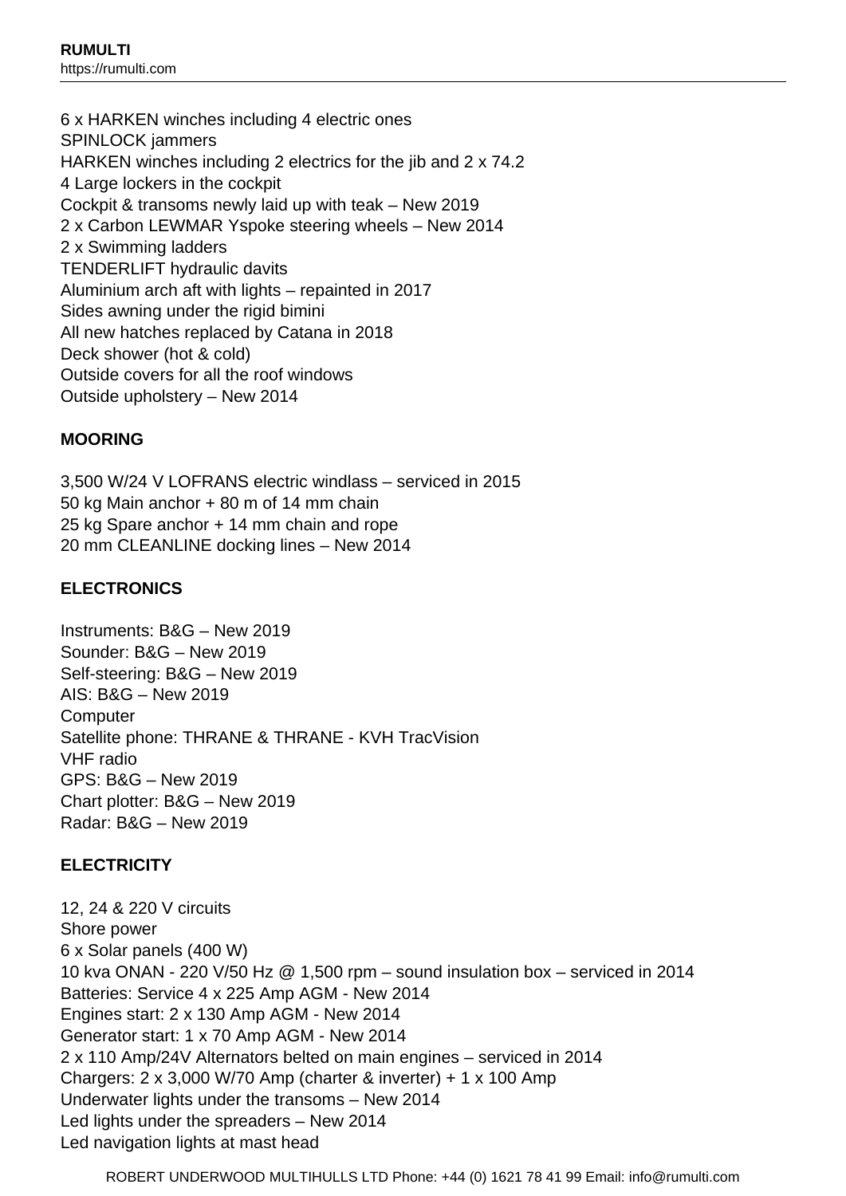6 x HARKEN winches including 4 electric ones
SPINLOCK jammers
HARKEN winches including 2 electrics for the jib and 2 x 74.2
4 Large lockers in the cockpit
Cockpit & transoms newly laid up with teak – New 2019
2 x Carbon LEWMAR Yspoke steering wheels – New 2014
2 x Swimming ladders
TENDERLIFT hydraulic davits
Aluminium arch aft with lights – repainted in 2017
Sides awning under the rigid bimini
All new hatches replaced by Catana in 2018
Deck shower (hot & cold)
Outside covers for all the roof windows
Outside upholstery – New 2014

**MOORING**

3,500 W/24 V LOFRANS electric windlass – serviced in 2015
50 kg Main anchor + 80 m of 14 mm chain
25 kg Spare anchor + 14 mm chain and rope
20 mm CLEANLINE docking lines – New 2014

**ELECTRONICS**

Instruments: B&G – New 2019
Sounder: B&G – New 2019
Self-steering: B&G – New 2019
AIS: B&G – New 2019
Computer
Satellite phone: THRANE & THRANE - KVH TracVision
VHF radio
GPS: B&G – New 2019
Chart plotter: B&G – New 2019
Radar: B&G – New 2019

**ELECTRICITY**

12, 24 & 220 V circuits
Shore power
6 x Solar panels (400 W)
10 kva ONAN - 220 V/50 Hz @ 1,500 rpm – sound insulation box – serviced in 2014
Batteries: Service 4 x 225 Amp AGM - New 2014
Engines start: 2 x 130 Amp AGM - New 2014
Generator start: 1 x 70 Amp AGM - New 2014
2 x 110 Amp/24V Alternators belted on main engines – serviced in 2014
Chargers: 2 x 3,000 W/70 Amp (charter & inverter) + 1 x 100 Amp
Underwater lights under the transoms – New 2014
Led lights under the spreaders – New 2014
Led navigation lights at mast head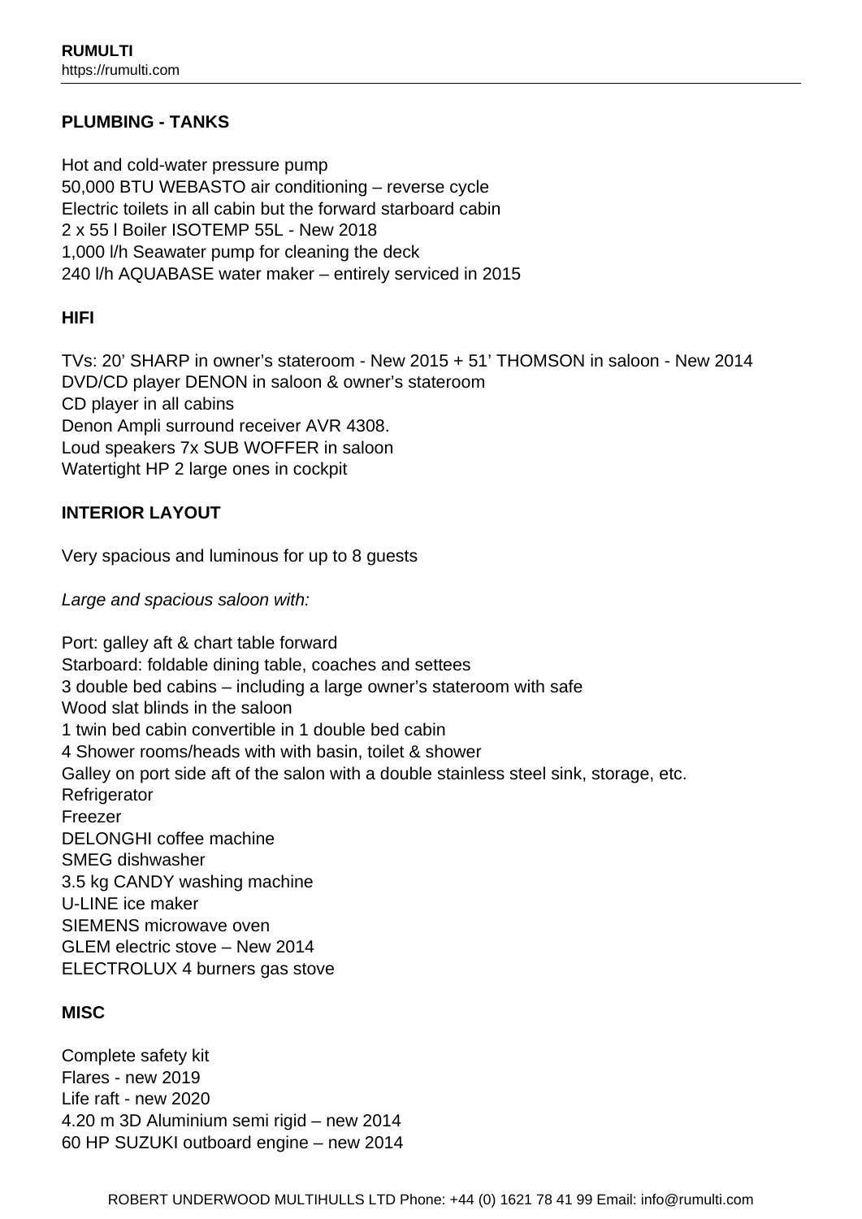**PLUMBING - TANKS**

Hot and cold-water pressure pump
50,000 BTU WEBASTO air conditioning – reverse cycle
Electric toilets in all cabin but the forward starboard cabin
2 x 55 l Boiler ISOTEMP 55L - New 2018
1,000 l/h Seawater pump for cleaning the deck
240 l/h AQUABASE water maker – entirely serviced in 2015

**HIFI**

TVs: 20’ SHARP in owner’s stateroom - New 2015 + 51’ THOMSON in saloon - New 2014
DVD/CD player DENON in saloon & owner’s stateroom
CD player in all cabins
Denon Ampli surround receiver AVR 4308.
Loud speakers 7x SUB WOFFER in saloon
Watertight HP 2 large ones in cockpit

**INTERIOR LAYOUT**

Very spacious and luminous for up to 8 guests

*Large and spacious saloon with:*

Port: galley aft & chart table forward
Starboard: foldable dining table, coaches and settees
3 double bed cabins – including a large owner’s stateroom with safe
Wood slat blinds in the saloon
1 twin bed cabin convertible in 1 double bed cabin
4 Shower rooms/heads with with basin, toilet & shower
Galley on port side aft of the salon with a double stainless steel sink, storage, etc.
Refrigerator
Freezer
DELONGHI coffee machine
SMEG dishwasher
3.5 kg CANDY washing machine
U-LINE ice maker
SIEMENS microwave oven
GLEM electric stove – New 2014
ELECTROLUX 4 burners gas stove

**MISC**

Complete safety kit
Flares - new 2019
Life raft - new 2020
4.20 m 3D Aluminium semi rigid – new 2014
60 HP SUZUKI outboard engine – new 2014